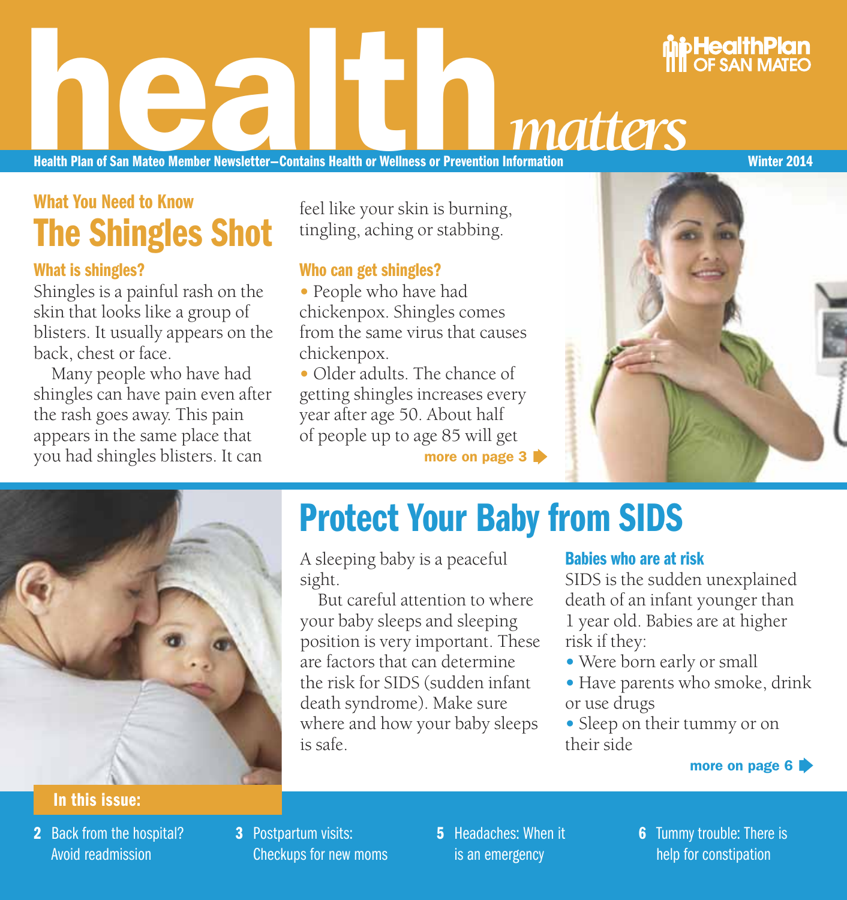# health *matters*

HealthPlan OF SAN MATEO

Health Plan of San Mateo Member Newsletter—Contains Health or Wellness or Prevention Information

Winter 2014

### What You Need to Know

## The Shingles Shot

### What is shingles?

Shingles is a painful rash on the skin that looks like a group of blisters. It usually appears on the back, chest or face.

Many people who have had shingles can have pain even after the rash goes away. This pain appears in the same place that you had shingles blisters. It can feel like your skin is burning, tingling, aching or stabbing.

### Who can get shingles?

- People who have had chickenpox. Shingles comes from the same virus that causes chickenpox.
- Older adults. The chance of getting shingles increases every year after age 50. About half of people up to age 85 will get

**more on page 3**

## Protect Your Baby from SIDS

A sleeping baby is a peaceful sight.

But careful attention to where your baby sleeps and sleeping position is very important. These are factors that can determine the risk for SIDS (sudden infant death syndrome). Make sure where and how your baby sleeps is safe.

### Babies who are at risk

SIDS is the sudden unexplained death of an infant younger than 1 year old. Babies are at higher risk if they:

- Were born early or small
- Have parents who smoke, drink or use drugs
- Sleep on their tummy or on their side

**more on page 6**

### In this issue:

**2** Back from the hospital? Avoid readmission

**3** Postpartum visits: Checkups for new moms

**5** Headaches: When it is an emergency

**6** Tummy trouble: There is help for constipation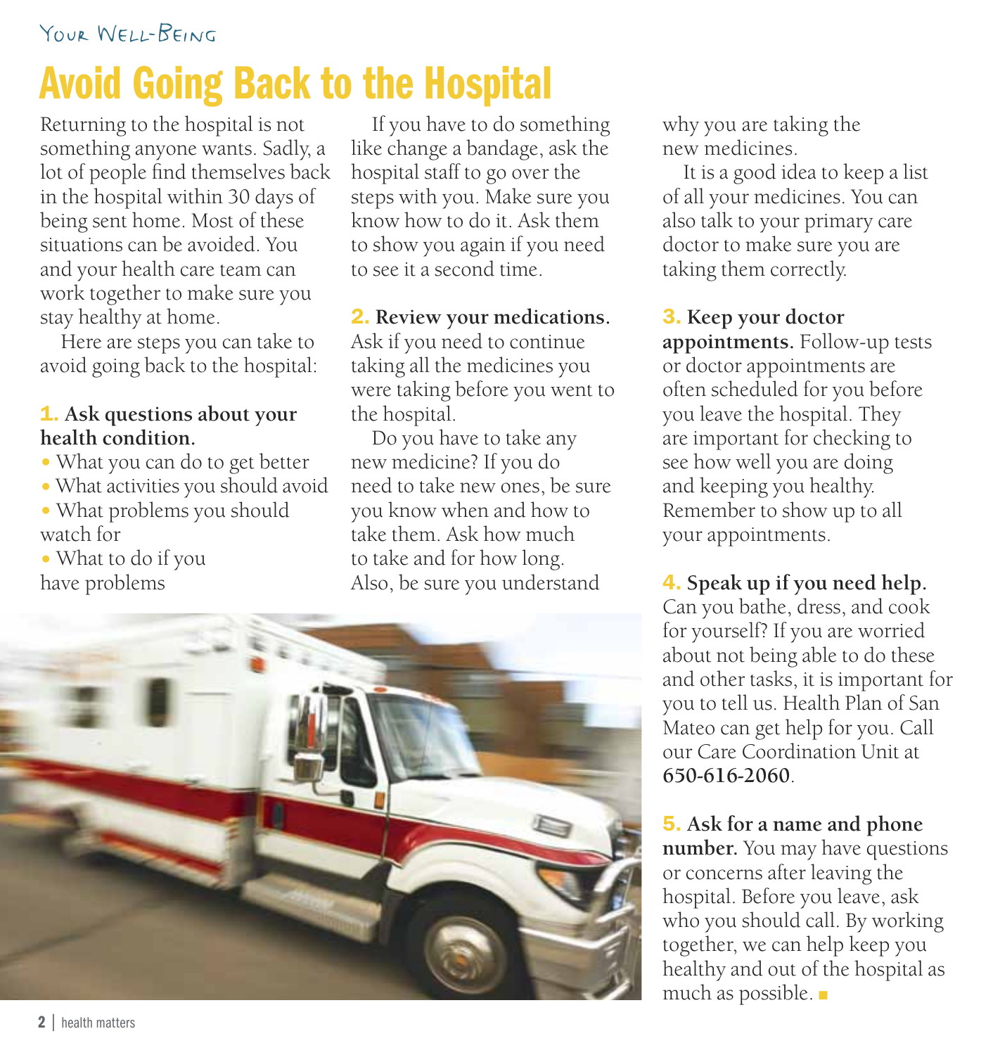Your Well-Being

# Avoid Going Back to the Hospital

Returning to the hospital is not something anyone wants. Sadly, a lot of people find themselves back in the hospital within 30 days of being sent home. Most of these situations can be avoided. You and your health care team can work together to make sure you stay healthy at home.

Here are steps you can take to avoid going back to the hospital:

**1. Ask questions about your health condition.**

- What you can do to get better
- What activities you should avoid
- What problems you should watch for
- What to do if you have problems

If you have to do something like change a bandage, ask the hospital staff to go over the steps with you. Make sure you know how to do it. Ask them to show you again if you need to see it a second time.

**2. Review your medications.** Ask if you need to continue taking all the medicines you were taking before you went to the hospital.

Do you have to take any new medicine? If you do need to take new ones, be sure you know when and how to take them. Ask how much to take and for how long. Also, be sure you understand why you are taking the new medicines.

It is a good idea to keep a list of all your medicines. You can also talk to your primary care doctor to make sure you are taking them correctly.

**3. Keep your doctor appointments.** Follow-up tests or doctor appointments are often scheduled for you before you leave the hospital. They are important for checking to see how well you are doing and keeping you healthy. Remember to show up to all your appointments.

**4. Speak up if you need help.** Can you bathe, dress, and cook for yourself? If you are worried about not being able to do these and other tasks, it is important for you to tell us. Health Plan of San Mateo can get help for you. Call our Care Coordination Unit at **650-616-2060**.

**5. Ask for a name and phone number.** You may have questions or concerns after leaving the hospital. Before you leave, ask who you should call. By working together, we can help keep you healthy and out of the hospital as much as possible.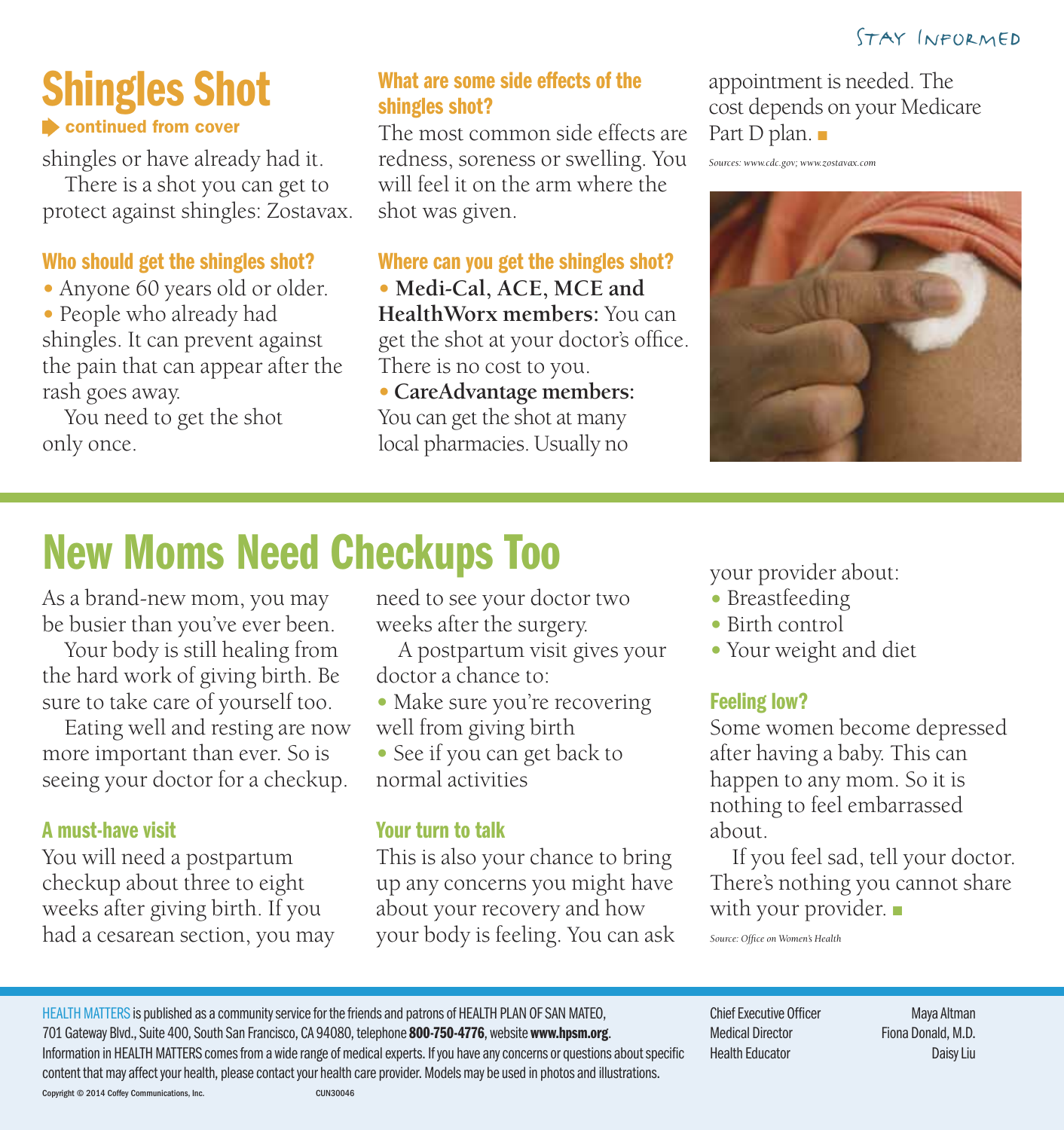# Shingles Shot

continued from cover

shingles or have already had it.

There is a shot you can get to protect against shingles: Zostavax.

### Who should get the shingles shot?

- Anyone 60 years old or older.
- People who already had shingles. It can prevent against the pain that can appear after the rash goes away.

You need to get the shot only once.

### What are some side effects of the shingles shot?

The most common side effects are redness, soreness or swelling. You will feel it on the arm where the shot was given.

### Where can you get the shingles shot?

- **Medi-Cal, ACE, MCE and HealthWorx members:** You can get the shot at your doctor's office. There is no cost to you.
- **CareAdvantage members:** You can get the shot at many local pharmacies. Usually no appointment is needed. The cost depends on your Medicare Part D plan. ■

*Sources: www.cdc.gov; www.zostavax.com*

# New Moms Need Checkups Too

As a brand-new mom, you may be busier than you've ever been.

Your body is still healing from the hard work of giving birth. Be sure to take care of yourself too.

Eating well and resting are now more important than ever. So is seeing your doctor for a checkup.

### A must-have visit

You will need a postpartum checkup about three to eight weeks after giving birth. If you had a cesarean section, you may need to see your doctor two weeks after the surgery.

A postpartum visit gives your doctor a chance to:

- Make sure you're recovering well from giving birth
- See if you can get back to normal activities

### Your turn to talk

This is also your chance to bring up any concerns you might have about your recovery and how your body is feeling. You can ask your provider about:

- Breastfeeding
- Birth control
- Your weight and diet

### Feeling low?

Some women become depressed after having a baby. This can happen to any mom. So it is nothing to feel embarrassed about.

If you feel sad, tell your doctor. There's nothing you cannot share with your provider. ■

*Source: Office on Women's Health*

HEALTH MATTERS is published as a community service for the friends and patrons of HEALTH PLAN OF SAN MATEO, 701 Gateway Blvd., Suite 400, South San Francisco, CA 94080, telephone **800-750-4776**, website **www.hpsm.org**. Information in HEALTH MATTERS comes from a wide range of medical experts. If you have any concerns or questions about specific content that may affect your health, please contact your health care provider. Models may be used in photos and illustrations.

Copyright © 2014 Coffey Communications, Inc. CUN30046

| | |
|---|---|
| Chief Executive Officer | Maya Altman |
| Medical Director | Fiona Donald, M.D. |
| Health Educator | Daisy Liu |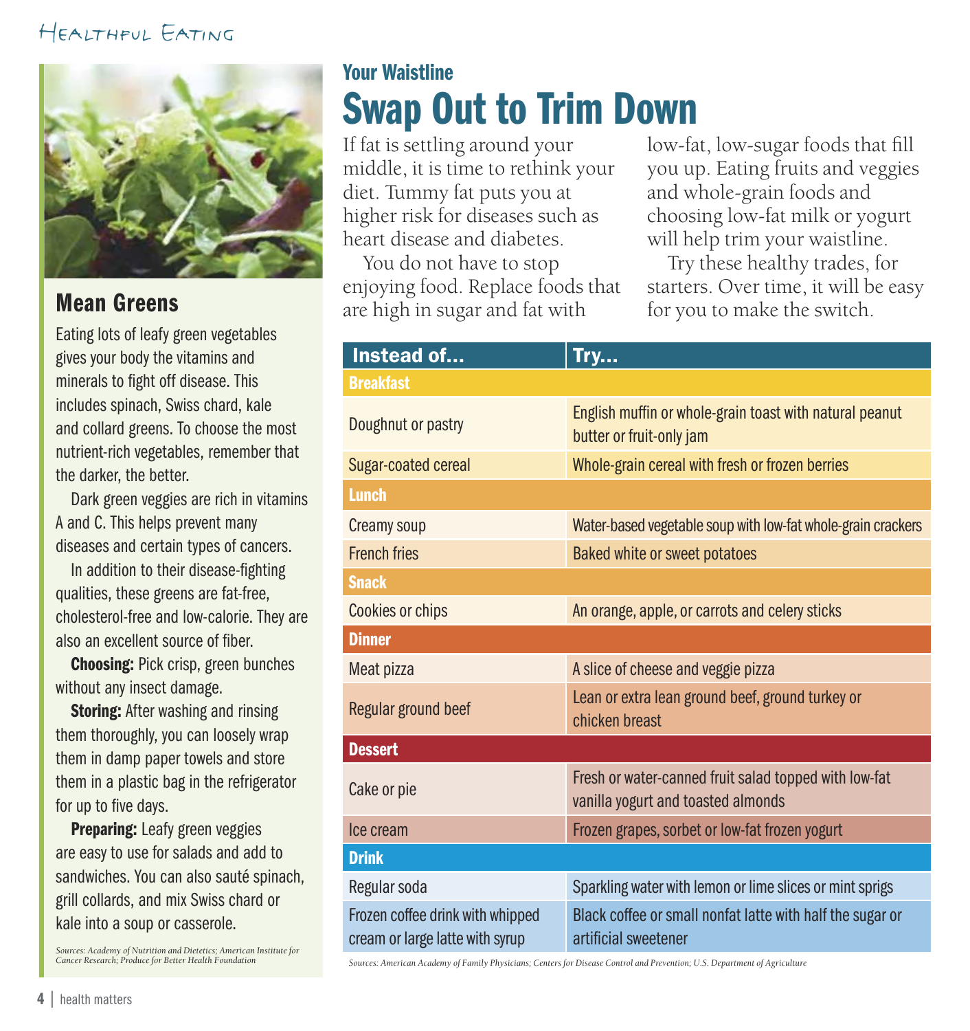## Mean Greens

Eating lots of leafy green vegetables gives your body the vitamins and minerals to fight off disease. This includes spinach, Swiss chard, kale and collard greens. To choose the most nutrient-rich vegetables, remember that the darker, the better.

Dark green veggies are rich in vitamins A and C. This helps prevent many diseases and certain types of cancers.

In addition to their disease-fighting qualities, these greens are fat-free, cholesterol-free and low-calorie. They are also an excellent source of fiber.

**Choosing:** Pick crisp, green bunches without any insect damage.

**Storing:** After washing and rinsing them thoroughly, you can loosely wrap them in damp paper towels and store them in a plastic bag in the refrigerator for up to five days.

**Preparing:** Leafy green veggies are easy to use for salads and add to sandwiches. You can also sauté spinach, grill collards, and mix Swiss chard or kale into a soup or casserole.

*Sources: Academy of Nutrition and Dietetics; American Institute for Cancer Research; Produce for Better Health Foundation*

### Your Waistline

# Swap Out to Trim Down

If fat is settling around your middle, it is time to rethink your diet. Tummy fat puts you at higher risk for diseases such as heart disease and diabetes.

You do not have to stop enjoying food. Replace foods that are high in sugar and fat with low-fat, low-sugar foods that fill you up. Eating fruits and veggies and whole-grain foods and choosing low-fat milk or yogurt will help trim your waistline.

Try these healthy trades, for starters. Over time, it will be easy for you to make the switch.

| Instead of... | Try... |
|---|---|
| **Breakfast** | |
| Doughnut or pastry | English muffin or whole-grain toast with natural peanut butter or fruit-only jam |
| Sugar-coated cereal | Whole-grain cereal with fresh or frozen berries |
| **Lunch** | |
| Creamy soup | Water-based vegetable soup with low-fat whole-grain crackers |
| French fries | Baked white or sweet potatoes |
| **Snack** | |
| Cookies or chips | An orange, apple, or carrots and celery sticks |
| **Dinner** | |
| Meat pizza | A slice of cheese and veggie pizza |
| Regular ground beef | Lean or extra lean ground beef, ground turkey or chicken breast |
| **Dessert** | |
| Cake or pie | Fresh or water-canned fruit salad topped with low-fat vanilla yogurt and toasted almonds |
| Ice cream | Frozen grapes, sorbet or low-fat frozen yogurt |
| **Drink** | |
| Regular soda | Sparkling water with lemon or lime slices or mint sprigs |
| Frozen coffee drink with whipped cream or large latte with syrup | Black coffee or small nonfat latte with half the sugar or artificial sweetener |

*Sources: American Academy of Family Physicians; Centers for Disease Control and Prevention; U.S. Department of Agriculture*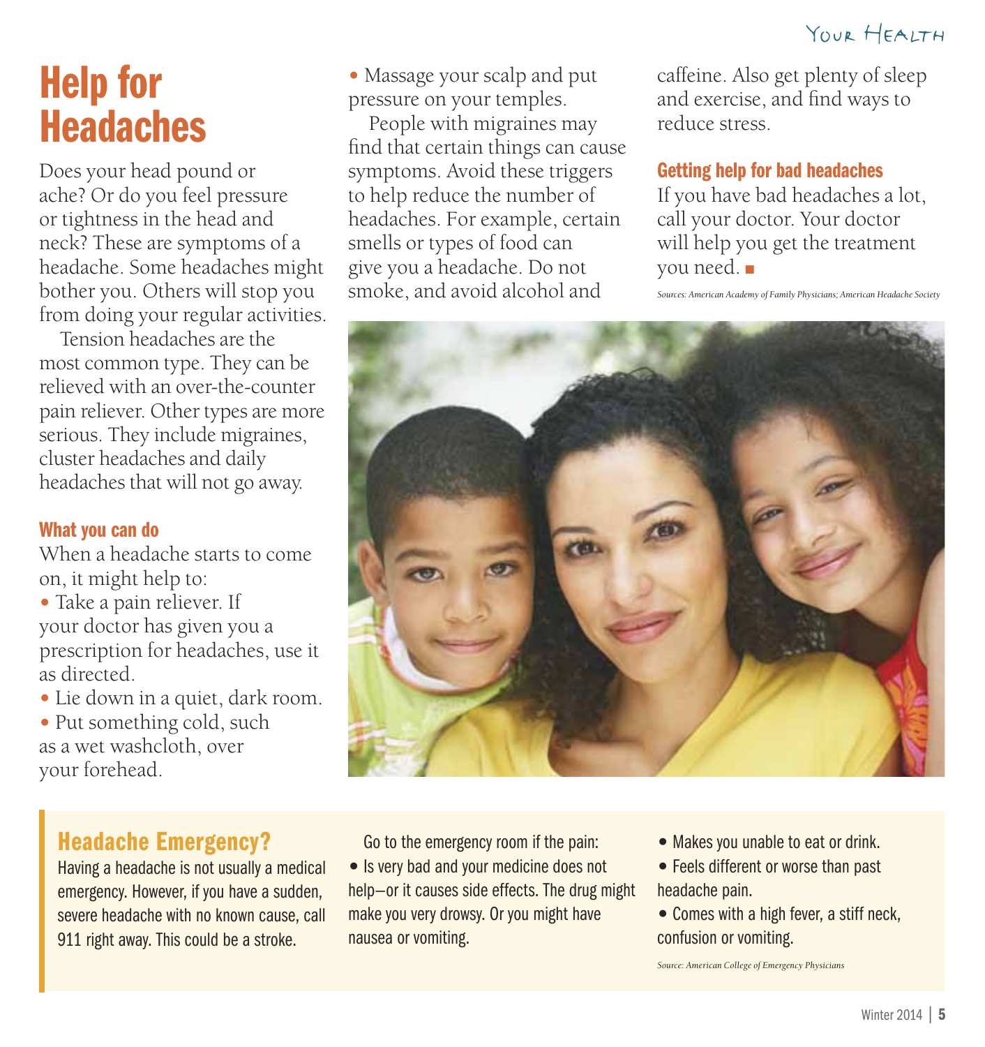# Help for Headaches

Does your head pound or ache? Or do you feel pressure or tightness in the head and neck? These are symptoms of a headache. Some headaches might bother you. Others will stop you from doing your regular activities.

Tension headaches are the most common type. They can be relieved with an over-the-counter pain reliever. Other types are more serious. They include migraines, cluster headaches and daily headaches that will not go away.

## What you can do

When a headache starts to come on, it might help to:

- Take a pain reliever. If your doctor has given you a prescription for headaches, use it as directed.
- Lie down in a quiet, dark room.
- Put something cold, such as a wet washcloth, over your forehead.
- Massage your scalp and put pressure on your temples.

People with migraines may find that certain things can cause symptoms. Avoid these triggers to help reduce the number of headaches. For example, certain smells or types of food can give you a headache. Do not smoke, and avoid alcohol and caffeine. Also get plenty of sleep and exercise, and find ways to reduce stress.

## Getting help for bad headaches

If you have bad headaches a lot, call your doctor. Your doctor will help you get the treatment you need. ■

*Sources: American Academy of Family Physicians; American Headache Society*

## Headache Emergency?

Having a headache is not usually a medical emergency. However, if you have a sudden, severe headache with no known cause, call 911 right away. This could be a stroke.

Go to the emergency room if the pain:

- Is very bad and your medicine does not help—or it causes side effects. The drug might make you very drowsy. Or you might have nausea or vomiting.
- Makes you unable to eat or drink.
- Feels different or worse than past headache pain.
- Comes with a high fever, a stiff neck, confusion or vomiting.

*Source: American College of Emergency Physicians*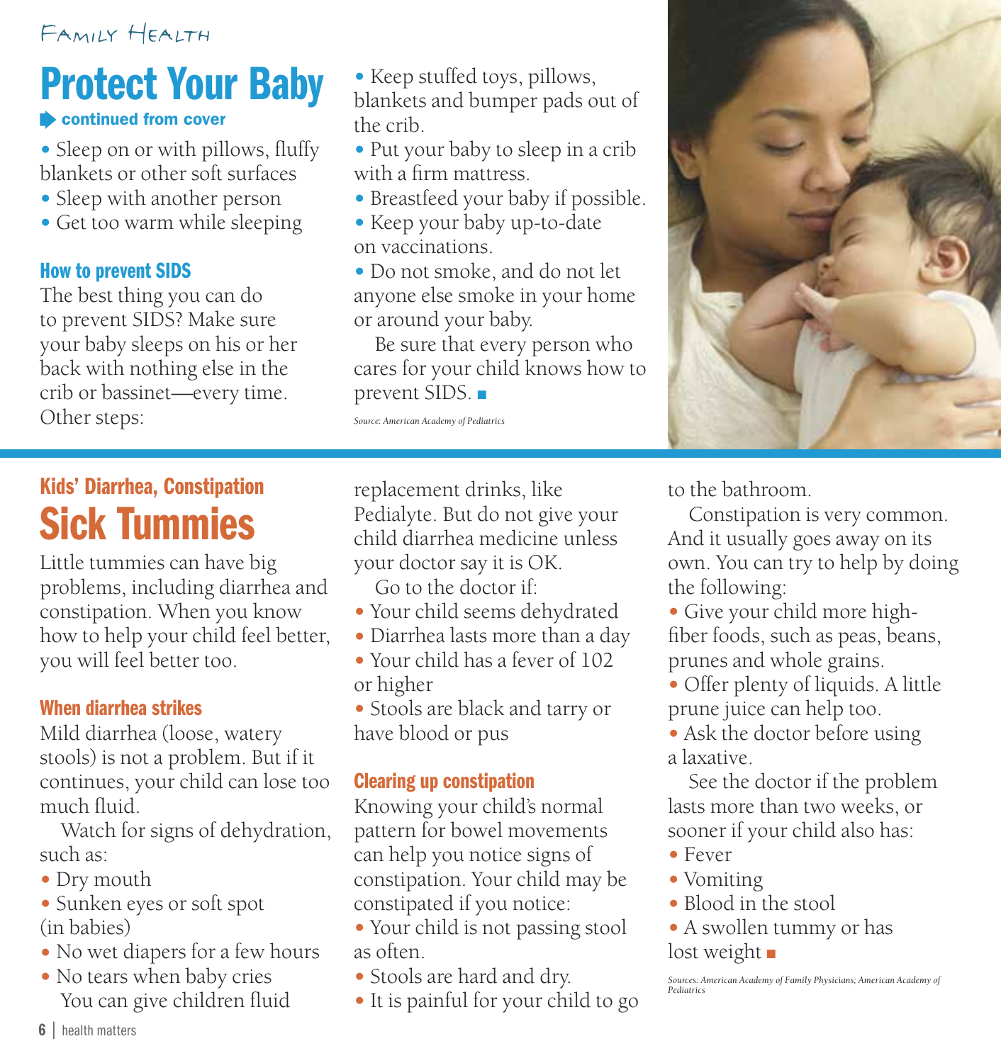FAMILY HEALTH

# Protect Your Baby

continued from cover

- Sleep on or with pillows, fluffy blankets or other soft surfaces
- Sleep with another person
- Get too warm while sleeping

### How to prevent SIDS

The best thing you can do to prevent SIDS? Make sure your baby sleeps on his or her back with nothing else in the crib or bassinet—every time. Other steps:

- Keep stuffed toys, pillows, blankets and bumper pads out of the crib.
- Put your baby to sleep in a crib with a firm mattress.
- Breastfeed your baby if possible.
- Keep your baby up-to-date on vaccinations.
- Do not smoke, and do not let anyone else smoke in your home or around your baby.

Be sure that every person who cares for your child knows how to prevent SIDS. ■

*Source: American Academy of Pediatrics*

## Kids' Diarrhea, Constipation

# Sick Tummies

Little tummies can have big problems, including diarrhea and constipation. When you know how to help your child feel better, you will feel better too.

### When diarrhea strikes

Mild diarrhea (loose, watery stools) is not a problem. But if it continues, your child can lose too much fluid.

Watch for signs of dehydration, such as:

- Dry mouth
- Sunken eyes or soft spot (in babies)
- No wet diapers for a few hours
- No tears when baby cries

You can give children fluid replacement drinks, like Pedialyte. But do not give your child diarrhea medicine unless your doctor say it is OK.

Go to the doctor if:

- Your child seems dehydrated
- Diarrhea lasts more than a day
- Your child has a fever of 102 or higher
- Stools are black and tarry or have blood or pus

### Clearing up constipation

Knowing your child's normal pattern for bowel movements can help you notice signs of constipation. Your child may be constipated if you notice:

- Your child is not passing stool as often.
- Stools are hard and dry.
- It is painful for your child to go to the bathroom.

Constipation is very common. And it usually goes away on its own. You can try to help by doing the following:

- Give your child more high-fiber foods, such as peas, beans, prunes and whole grains.
- Offer plenty of liquids. A little prune juice can help too.
- Ask the doctor before using a laxative.

See the doctor if the problem lasts more than two weeks, or sooner if your child also has:

- Fever
- Vomiting
- Blood in the stool
- A swollen tummy or has lost weight ■

*Sources: American Academy of Family Physicians; American Academy of Pediatrics*